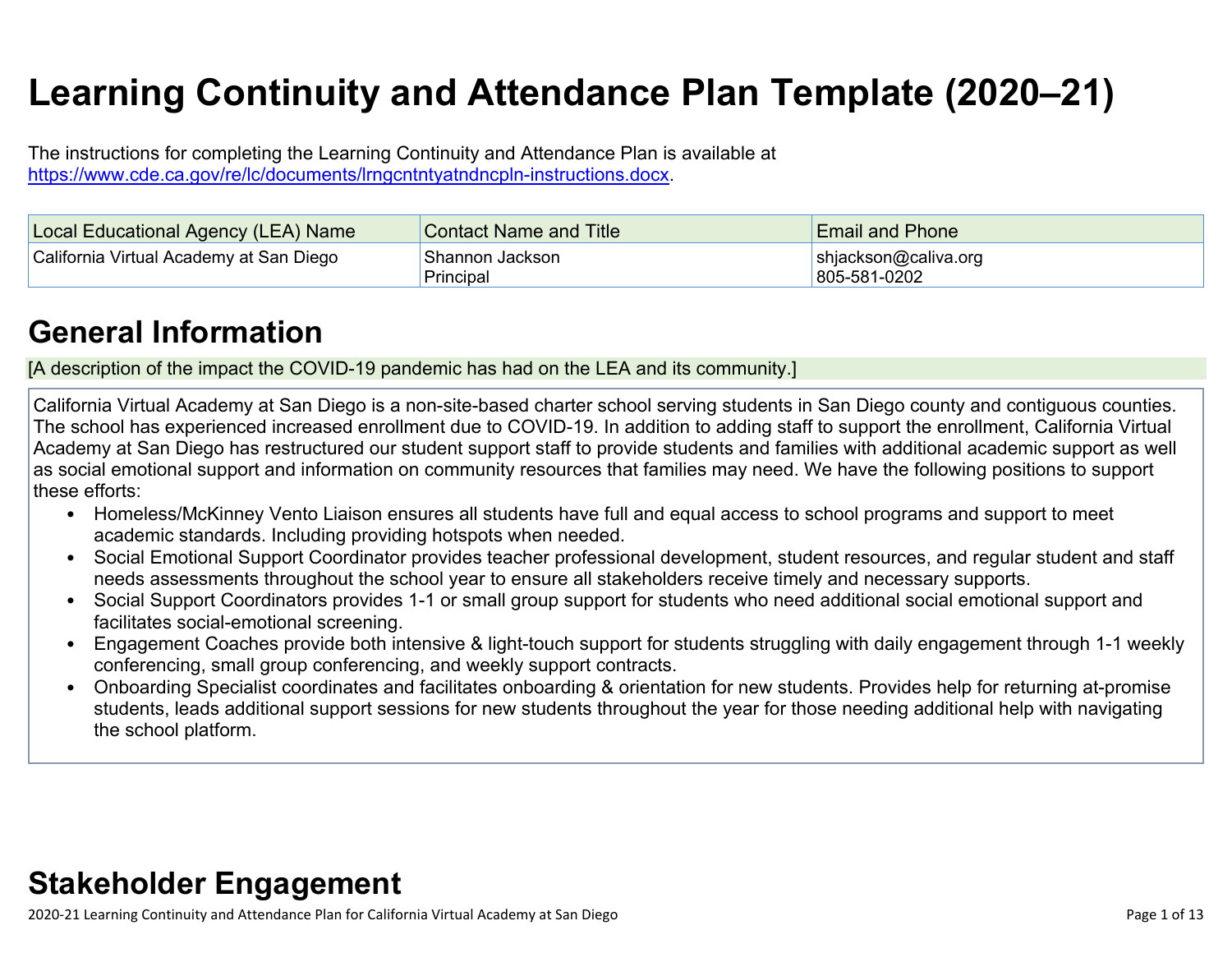# Learning Continuity and Attendance Plan Template (2020–21)

The instructions for completing the Learning Continuity and Attendance Plan is available at https://www.cde.ca.gov/re/lc/documents/lrngcntntyatndncpln-instructions.docx.

| Local Educational Agency (LEA) Name | Contact Name and Title | Email and Phone |
| --- | --- | --- |
| California Virtual Academy at San Diego | Shannon Jackson<br>Principal | shjackson@caliva.org<br>805-581-0202 |

## General Information

[A description of the impact the COVID-19 pandemic has had on the LEA and its community.]

California Virtual Academy at San Diego is a non-site-based charter school serving students in San Diego county and contiguous counties. The school has experienced increased enrollment due to COVID-19. In addition to adding staff to support the enrollment, California Virtual Academy at San Diego has restructured our student support staff to provide students and families with additional academic support as well as social emotional support and information on community resources that families may need. We have the following positions to support these efforts:

- Homeless/McKinney Vento Liaison ensures all students have full and equal access to school programs and support to meet academic standards. Including providing hotspots when needed.
- Social Emotional Support Coordinator provides teacher professional development, student resources, and regular student and staff needs assessments throughout the school year to ensure all stakeholders receive timely and necessary supports.
- Social Support Coordinators provides 1-1 or small group support for students who need additional social emotional support and facilitates social-emotional screening.
- Engagement Coaches provide both intensive & light-touch support for students struggling with daily engagement through 1-1 weekly conferencing, small group conferencing, and weekly support contracts.
- Onboarding Specialist coordinates and facilitates onboarding & orientation for new students. Provides help for returning at-promise students, leads additional support sessions for new students throughout the year for those needing additional help with navigating the school platform.

## Stakeholder Engagement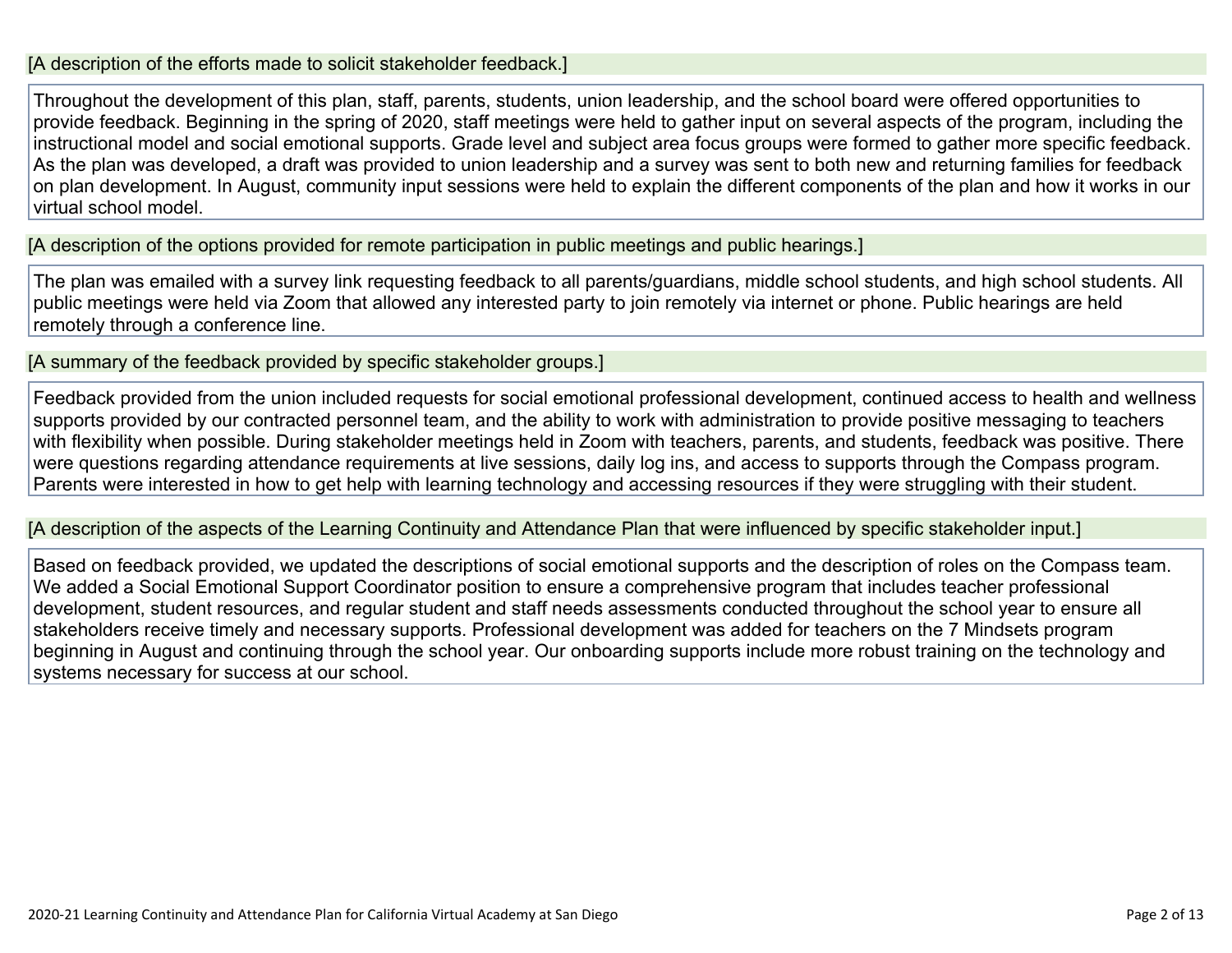[A description of the efforts made to solicit stakeholder feedback.]

Throughout the development of this plan, staff, parents, students, union leadership, and the school board were offered opportunities to provide feedback. Beginning in the spring of 2020, staff meetings were held to gather input on several aspects of the program, including the instructional model and social emotional supports. Grade level and subject area focus groups were formed to gather more specific feedback. As the plan was developed, a draft was provided to union leadership and a survey was sent to both new and returning families for feedback on plan development. In August, community input sessions were held to explain the different components of the plan and how it works in our virtual school model.

[A description of the options provided for remote participation in public meetings and public hearings.]

The plan was emailed with a survey link requesting feedback to all parents/guardians, middle school students, and high school students. All public meetings were held via Zoom that allowed any interested party to join remotely via internet or phone. Public hearings are held remotely through a conference line.

[A summary of the feedback provided by specific stakeholder groups.]

Feedback provided from the union included requests for social emotional professional development, continued access to health and wellness supports provided by our contracted personnel team, and the ability to work with administration to provide positive messaging to teachers with flexibility when possible. During stakeholder meetings held in Zoom with teachers, parents, and students, feedback was positive. There were questions regarding attendance requirements at live sessions, daily log ins, and access to supports through the Compass program. Parents were interested in how to get help with learning technology and accessing resources if they were struggling with their student.

[A description of the aspects of the Learning Continuity and Attendance Plan that were influenced by specific stakeholder input.]

Based on feedback provided, we updated the descriptions of social emotional supports and the description of roles on the Compass team. We added a Social Emotional Support Coordinator position to ensure a comprehensive program that includes teacher professional development, student resources, and regular student and staff needs assessments conducted throughout the school year to ensure all stakeholders receive timely and necessary supports. Professional development was added for teachers on the 7 Mindsets program beginning in August and continuing through the school year. Our onboarding supports include more robust training on the technology and systems necessary for success at our school.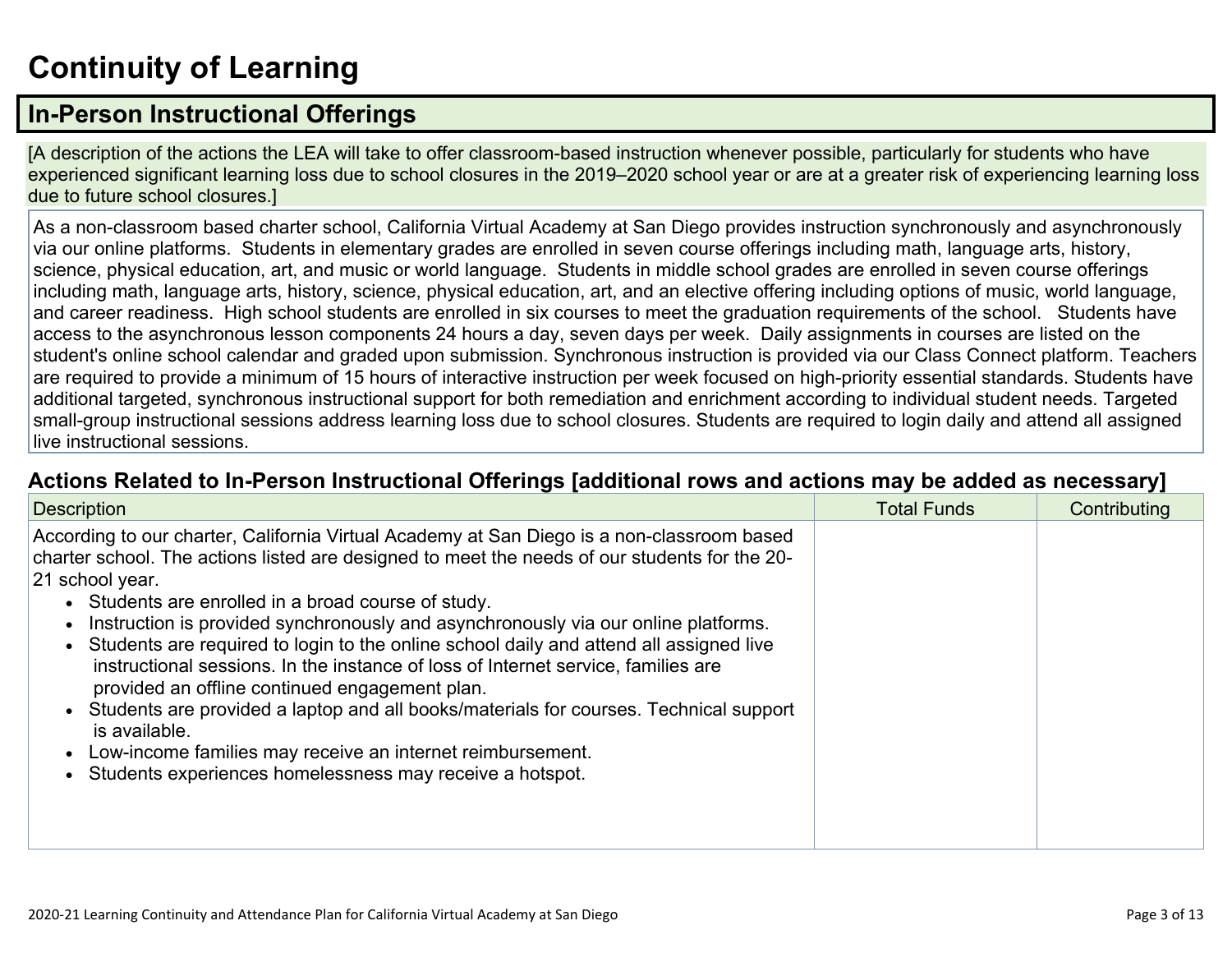# Continuity of Learning

## In-Person Instructional Offerings

[A description of the actions the LEA will take to offer classroom-based instruction whenever possible, particularly for students who have experienced significant learning loss due to school closures in the 2019–2020 school year or are at a greater risk of experiencing learning loss due to future school closures.]

As a non-classroom based charter school, California Virtual Academy at San Diego provides instruction synchronously and asynchronously via our online platforms. Students in elementary grades are enrolled in seven course offerings including math, language arts, history, science, physical education, art, and music or world language. Students in middle school grades are enrolled in seven course offerings including math, language arts, history, science, physical education, art, and an elective offering including options of music, world language, and career readiness. High school students are enrolled in six courses to meet the graduation requirements of the school. Students have access to the asynchronous lesson components 24 hours a day, seven days per week. Daily assignments in courses are listed on the student's online school calendar and graded upon submission. Synchronous instruction is provided via our Class Connect platform. Teachers are required to provide a minimum of 15 hours of interactive instruction per week focused on high-priority essential standards. Students have additional targeted, synchronous instructional support for both remediation and enrichment according to individual student needs. Targeted small-group instructional sessions address learning loss due to school closures. Students are required to login daily and attend all assigned live instructional sessions.

### Actions Related to In-Person Instructional Offerings [additional rows and actions may be added as necessary]

| Description | Total Funds | Contributing |
|---|---|---|
| According to our charter, California Virtual Academy at San Diego is a non-classroom based charter school. The actions listed are designed to meet the needs of our students for the 20-21 school year.<br>• Students are enrolled in a broad course of study.<br>• Instruction is provided synchronously and asynchronously via our online platforms.<br>• Students are required to login to the online school daily and attend all assigned live instructional sessions. In the instance of loss of Internet service, families are provided an offline continued engagement plan.<br>• Students are provided a laptop and all books/materials for courses. Technical support is available.<br>• Low-income families may receive an internet reimbursement.<br>• Students experiences homelessness may receive a hotspot. | | |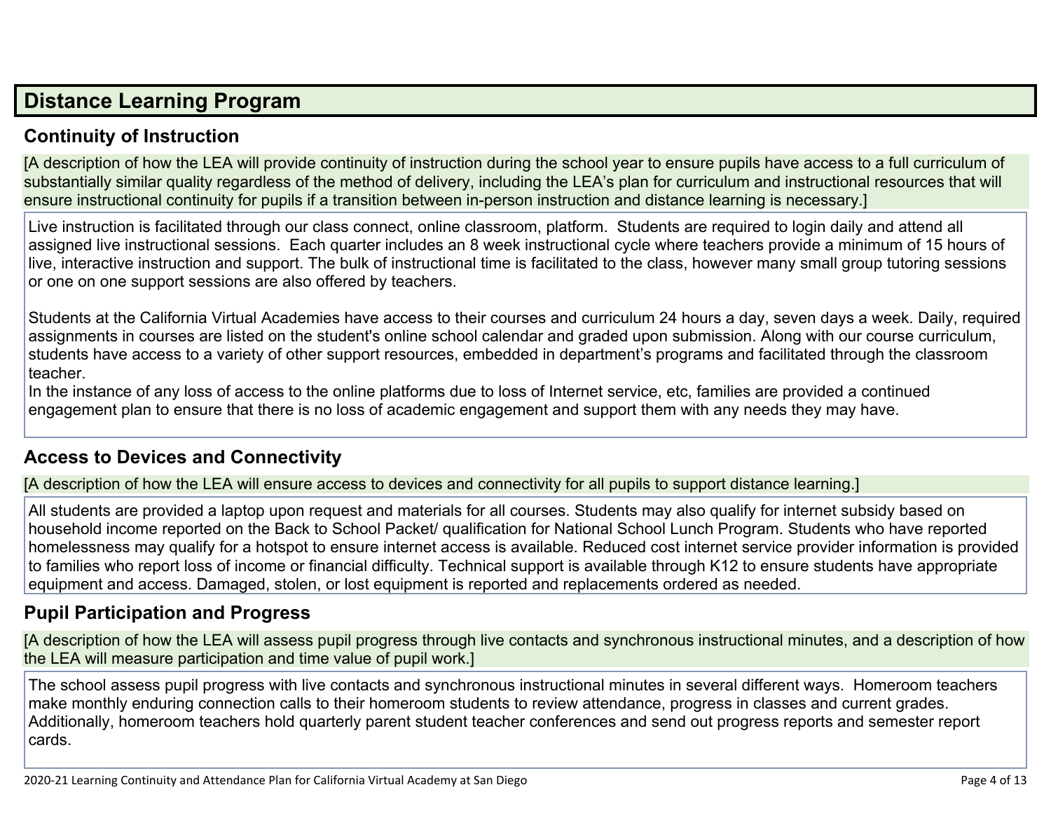## Distance Learning Program

### Continuity of Instruction

[A description of how the LEA will provide continuity of instruction during the school year to ensure pupils have access to a full curriculum of substantially similar quality regardless of the method of delivery, including the LEA's plan for curriculum and instructional resources that will ensure instructional continuity for pupils if a transition between in-person instruction and distance learning is necessary.]

Live instruction is facilitated through our class connect, online classroom, platform. Students are required to login daily and attend all assigned live instructional sessions. Each quarter includes an 8 week instructional cycle where teachers provide a minimum of 15 hours of live, interactive instruction and support. The bulk of instructional time is facilitated to the class, however many small group tutoring sessions or one on one support sessions are also offered by teachers.

Students at the California Virtual Academies have access to their courses and curriculum 24 hours a day, seven days a week. Daily, required assignments in courses are listed on the student's online school calendar and graded upon submission. Along with our course curriculum, students have access to a variety of other support resources, embedded in department's programs and facilitated through the classroom teacher.
In the instance of any loss of access to the online platforms due to loss of Internet service, etc, families are provided a continued engagement plan to ensure that there is no loss of academic engagement and support them with any needs they may have.

### Access to Devices and Connectivity

[A description of how the LEA will ensure access to devices and connectivity for all pupils to support distance learning.]

All students are provided a laptop upon request and materials for all courses. Students may also qualify for internet subsidy based on household income reported on the Back to School Packet/ qualification for National School Lunch Program. Students who have reported homelessness may qualify for a hotspot to ensure internet access is available. Reduced cost internet service provider information is provided to families who report loss of income or financial difficulty. Technical support is available through K12 to ensure students have appropriate equipment and access. Damaged, stolen, or lost equipment is reported and replacements ordered as needed.

### Pupil Participation and Progress

[A description of how the LEA will assess pupil progress through live contacts and synchronous instructional minutes, and a description of how the LEA will measure participation and time value of pupil work.]

The school assess pupil progress with live contacts and synchronous instructional minutes in several different ways. Homeroom teachers make monthly enduring connection calls to their homeroom students to review attendance, progress in classes and current grades. Additionally, homeroom teachers hold quarterly parent student teacher conferences and send out progress reports and semester report cards.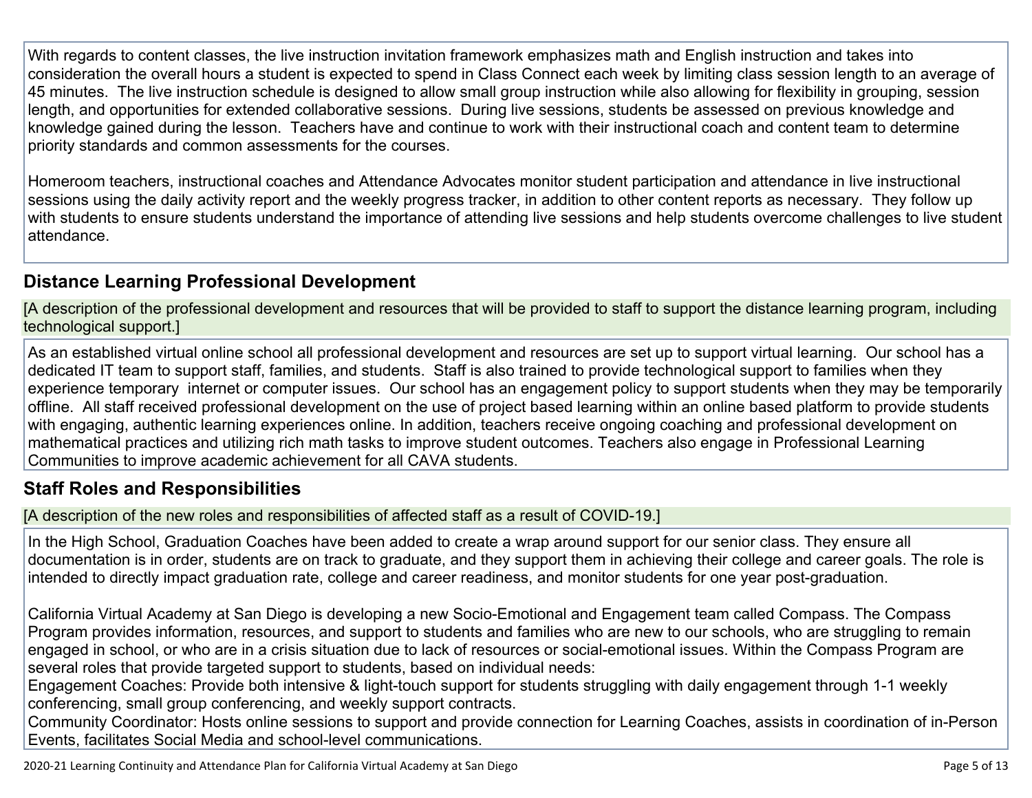With regards to content classes, the live instruction invitation framework emphasizes math and English instruction and takes into consideration the overall hours a student is expected to spend in Class Connect each week by limiting class session length to an average of 45 minutes. The live instruction schedule is designed to allow small group instruction while also allowing for flexibility in grouping, session length, and opportunities for extended collaborative sessions. During live sessions, students be assessed on previous knowledge and knowledge gained during the lesson. Teachers have and continue to work with their instructional coach and content team to determine priority standards and common assessments for the courses.

Homeroom teachers, instructional coaches and Attendance Advocates monitor student participation and attendance in live instructional sessions using the daily activity report and the weekly progress tracker, in addition to other content reports as necessary. They follow up with students to ensure students understand the importance of attending live sessions and help students overcome challenges to live student attendance.

## Distance Learning Professional Development

[A description of the professional development and resources that will be provided to staff to support the distance learning program, including technological support.]

As an established virtual online school all professional development and resources are set up to support virtual learning. Our school has a dedicated IT team to support staff, families, and students. Staff is also trained to provide technological support to families when they experience temporary internet or computer issues. Our school has an engagement policy to support students when they may be temporarily offline. All staff received professional development on the use of project based learning within an online based platform to provide students with engaging, authentic learning experiences online. In addition, teachers receive ongoing coaching and professional development on mathematical practices and utilizing rich math tasks to improve student outcomes. Teachers also engage in Professional Learning Communities to improve academic achievement for all CAVA students.

## Staff Roles and Responsibilities

[A description of the new roles and responsibilities of affected staff as a result of COVID-19.]

In the High School, Graduation Coaches have been added to create a wrap around support for our senior class. They ensure all documentation is in order, students are on track to graduate, and they support them in achieving their college and career goals. The role is intended to directly impact graduation rate, college and career readiness, and monitor students for one year post-graduation.

California Virtual Academy at San Diego is developing a new Socio-Emotional and Engagement team called Compass. The Compass Program provides information, resources, and support to students and families who are new to our schools, who are struggling to remain engaged in school, or who are in a crisis situation due to lack of resources or social-emotional issues. Within the Compass Program are several roles that provide targeted support to students, based on individual needs:
Engagement Coaches: Provide both intensive & light-touch support for students struggling with daily engagement through 1-1 weekly conferencing, small group conferencing, and weekly support contracts.
Community Coordinator: Hosts online sessions to support and provide connection for Learning Coaches, assists in coordination of in-Person Events, facilitates Social Media and school-level communications.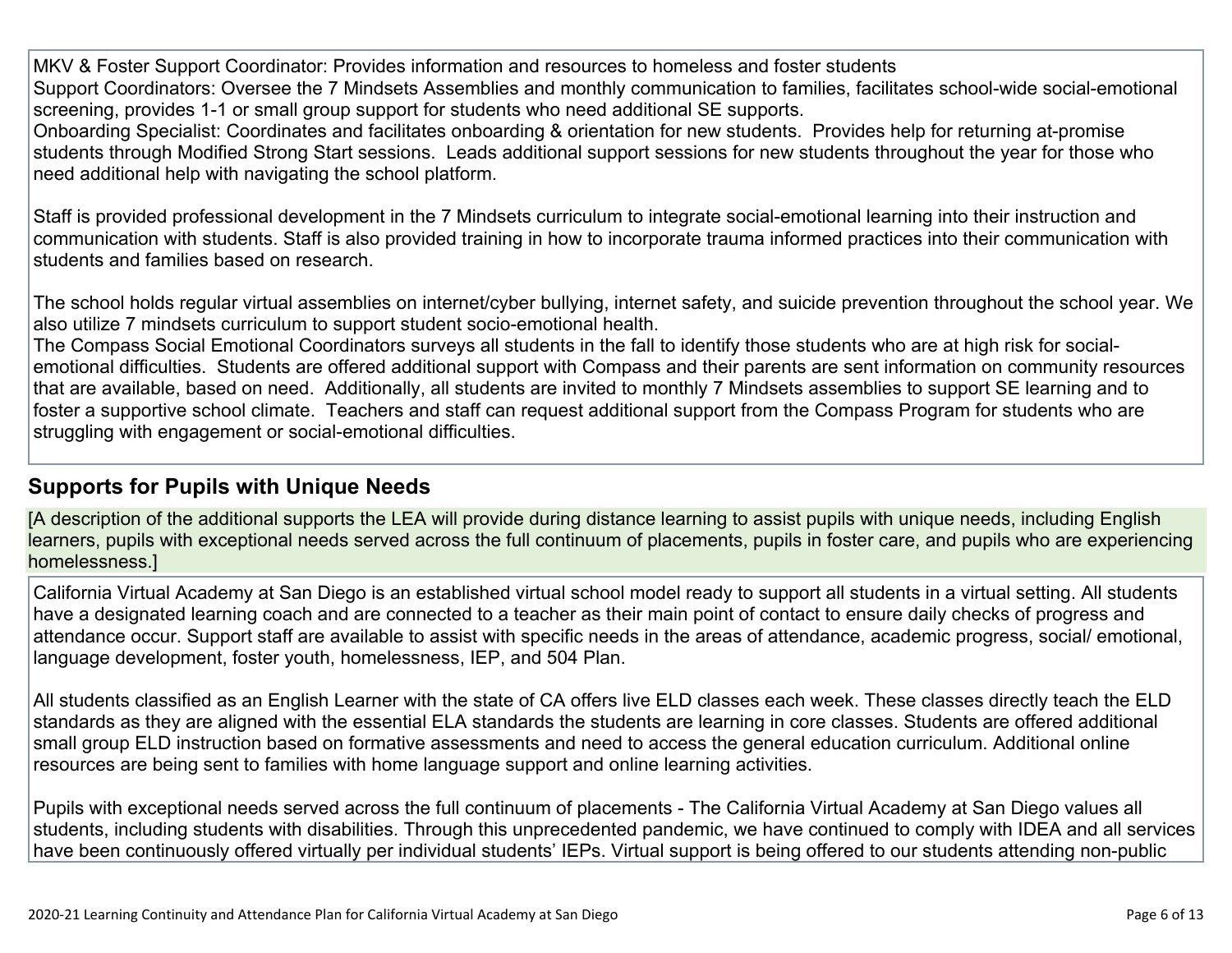MKV & Foster Support Coordinator: Provides information and resources to homeless and foster students
Support Coordinators: Oversee the 7 Mindsets Assemblies and monthly communication to families, facilitates school-wide social-emotional screening, provides 1-1 or small group support for students who need additional SE supports.
Onboarding Specialist: Coordinates and facilitates onboarding & orientation for new students. Provides help for returning at-promise students through Modified Strong Start sessions. Leads additional support sessions for new students throughout the year for those who need additional help with navigating the school platform.

Staff is provided professional development in the 7 Mindsets curriculum to integrate social-emotional learning into their instruction and communication with students. Staff is also provided training in how to incorporate trauma informed practices into their communication with students and families based on research.

The school holds regular virtual assemblies on internet/cyber bullying, internet safety, and suicide prevention throughout the school year. We also utilize 7 mindsets curriculum to support student socio-emotional health.
The Compass Social Emotional Coordinators surveys all students in the fall to identify those students who are at high risk for social-emotional difficulties. Students are offered additional support with Compass and their parents are sent information on community resources that are available, based on need. Additionally, all students are invited to monthly 7 Mindsets assemblies to support SE learning and to foster a supportive school climate. Teachers and staff can request additional support from the Compass Program for students who are struggling with engagement or social-emotional difficulties.

## Supports for Pupils with Unique Needs

[A description of the additional supports the LEA will provide during distance learning to assist pupils with unique needs, including English learners, pupils with exceptional needs served across the full continuum of placements, pupils in foster care, and pupils who are experiencing homelessness.]

California Virtual Academy at San Diego is an established virtual school model ready to support all students in a virtual setting. All students have a designated learning coach and are connected to a teacher as their main point of contact to ensure daily checks of progress and attendance occur. Support staff are available to assist with specific needs in the areas of attendance, academic progress, social/ emotional, language development, foster youth, homelessness, IEP, and 504 Plan.

All students classified as an English Learner with the state of CA offers live ELD classes each week. These classes directly teach the ELD standards as they are aligned with the essential ELA standards the students are learning in core classes. Students are offered additional small group ELD instruction based on formative assessments and need to access the general education curriculum. Additional online resources are being sent to families with home language support and online learning activities.

Pupils with exceptional needs served across the full continuum of placements - The California Virtual Academy at San Diego values all students, including students with disabilities. Through this unprecedented pandemic, we have continued to comply with IDEA and all services have been continuously offered virtually per individual students' IEPs. Virtual support is being offered to our students attending non-public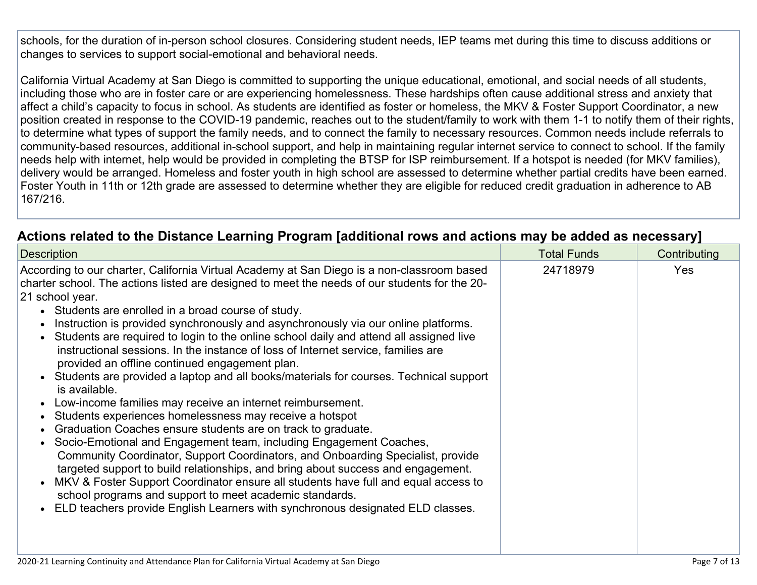schools, for the duration of in-person school closures. Considering student needs, IEP teams met during this time to discuss additions or changes to services to support social-emotional and behavioral needs.

California Virtual Academy at San Diego is committed to supporting the unique educational, emotional, and social needs of all students, including those who are in foster care or are experiencing homelessness. These hardships often cause additional stress and anxiety that affect a child's capacity to focus in school. As students are identified as foster or homeless, the MKV & Foster Support Coordinator, a new position created in response to the COVID-19 pandemic, reaches out to the student/family to work with them 1-1 to notify them of their rights, to determine what types of support the family needs, and to connect the family to necessary resources. Common needs include referrals to community-based resources, additional in-school support, and help in maintaining regular internet service to connect to school. If the family needs help with internet, help would be provided in completing the BTSP for ISP reimbursement. If a hotspot is needed (for MKV families), delivery would be arranged. Homeless and foster youth in high school are assessed to determine whether partial credits have been earned. Foster Youth in 11th or 12th grade are assessed to determine whether they are eligible for reduced credit graduation in adherence to AB 167/216.

## Actions related to the Distance Learning Program [additional rows and actions may be added as necessary]

| Description | Total Funds | Contributing |
|---|---|---|
| According to our charter, California Virtual Academy at San Diego is a non-classroom based charter school. The actions listed are designed to meet the needs of our students for the 20-21 school year.<br>• Students are enrolled in a broad course of study.<br>• Instruction is provided synchronously and asynchronously via our online platforms.<br>• Students are required to login to the online school daily and attend all assigned live instructional sessions. In the instance of loss of Internet service, families are provided an offline continued engagement plan.<br>• Students are provided a laptop and all books/materials for courses. Technical support is available.<br>• Low-income families may receive an internet reimbursement.<br>• Students experiences homelessness may receive a hotspot<br>• Graduation Coaches ensure students are on track to graduate.<br>• Socio-Emotional and Engagement team, including Engagement Coaches, Community Coordinator, Support Coordinators, and Onboarding Specialist, provide targeted support to build relationships, and bring about success and engagement.<br>• MKV & Foster Support Coordinator ensure all students have full and equal access to school programs and support to meet academic standards.<br>• ELD teachers provide English Learners with synchronous designated ELD classes. | 24718979 | Yes |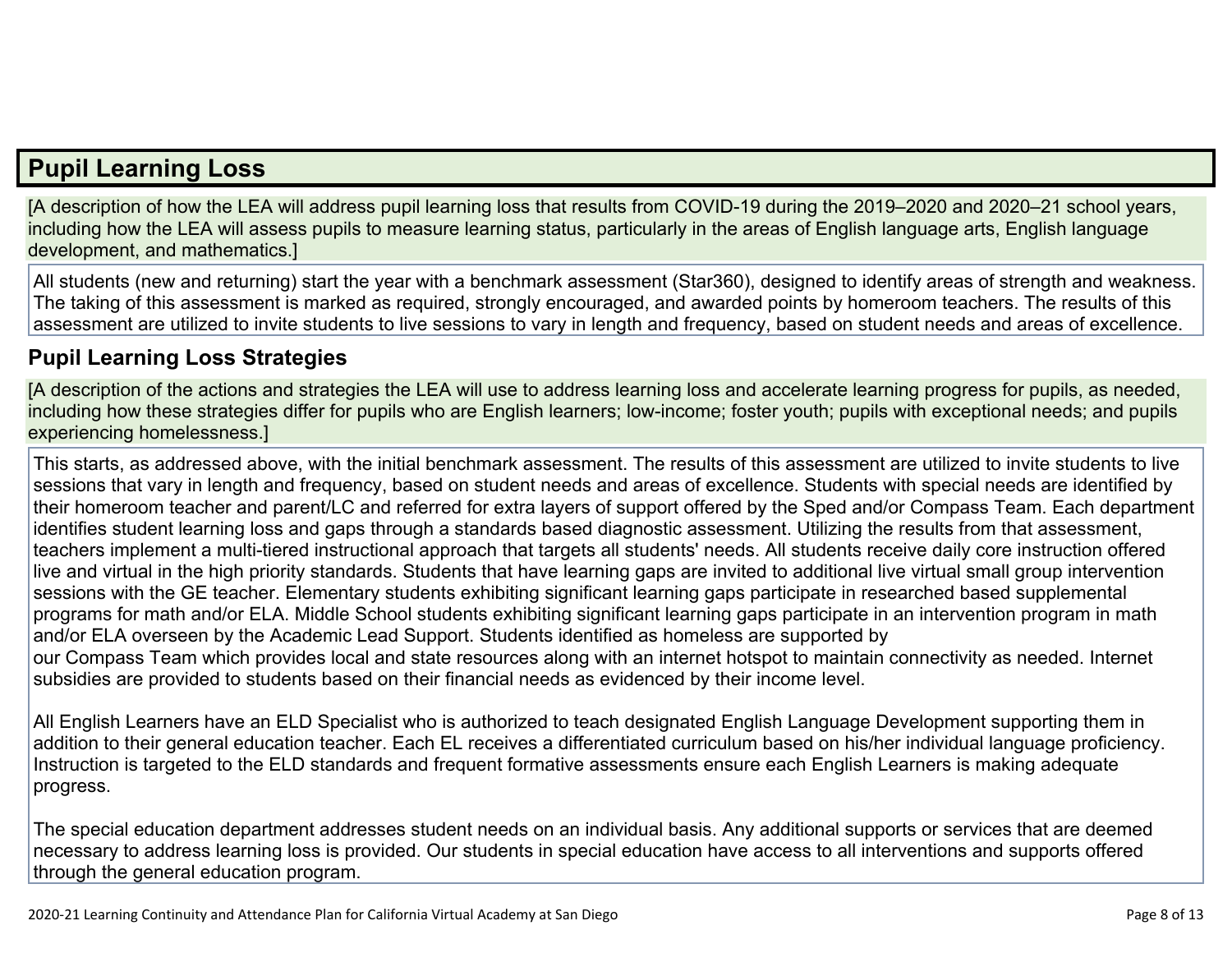## Pupil Learning Loss

[A description of how the LEA will address pupil learning loss that results from COVID-19 during the 2019–2020 and 2020–21 school years, including how the LEA will assess pupils to measure learning status, particularly in the areas of English language arts, English language development, and mathematics.]

All students (new and returning) start the year with a benchmark assessment (Star360), designed to identify areas of strength and weakness. The taking of this assessment is marked as required, strongly encouraged, and awarded points by homeroom teachers. The results of this assessment are utilized to invite students to live sessions to vary in length and frequency, based on student needs and areas of excellence.

### Pupil Learning Loss Strategies

[A description of the actions and strategies the LEA will use to address learning loss and accelerate learning progress for pupils, as needed, including how these strategies differ for pupils who are English learners; low-income; foster youth; pupils with exceptional needs; and pupils experiencing homelessness.]

This starts, as addressed above, with the initial benchmark assessment. The results of this assessment are utilized to invite students to live sessions that vary in length and frequency, based on student needs and areas of excellence. Students with special needs are identified by their homeroom teacher and parent/LC and referred for extra layers of support offered by the Sped and/or Compass Team. Each department identifies student learning loss and gaps through a standards based diagnostic assessment. Utilizing the results from that assessment, teachers implement a multi-tiered instructional approach that targets all students' needs. All students receive daily core instruction offered live and virtual in the high priority standards. Students that have learning gaps are invited to additional live virtual small group intervention sessions with the GE teacher. Elementary students exhibiting significant learning gaps participate in researched based supplemental programs for math and/or ELA. Middle School students exhibiting significant learning gaps participate in an intervention program in math and/or ELA overseen by the Academic Lead Support. Students identified as homeless are supported by our Compass Team which provides local and state resources along with an internet hotspot to maintain connectivity as needed. Internet subsidies are provided to students based on their financial needs as evidenced by their income level.

All English Learners have an ELD Specialist who is authorized to teach designated English Language Development supporting them in addition to their general education teacher. Each EL receives a differentiated curriculum based on his/her individual language proficiency. Instruction is targeted to the ELD standards and frequent formative assessments ensure each English Learners is making adequate progress.

The special education department addresses student needs on an individual basis. Any additional supports or services that are deemed necessary to address learning loss is provided. Our students in special education have access to all interventions and supports offered through the general education program.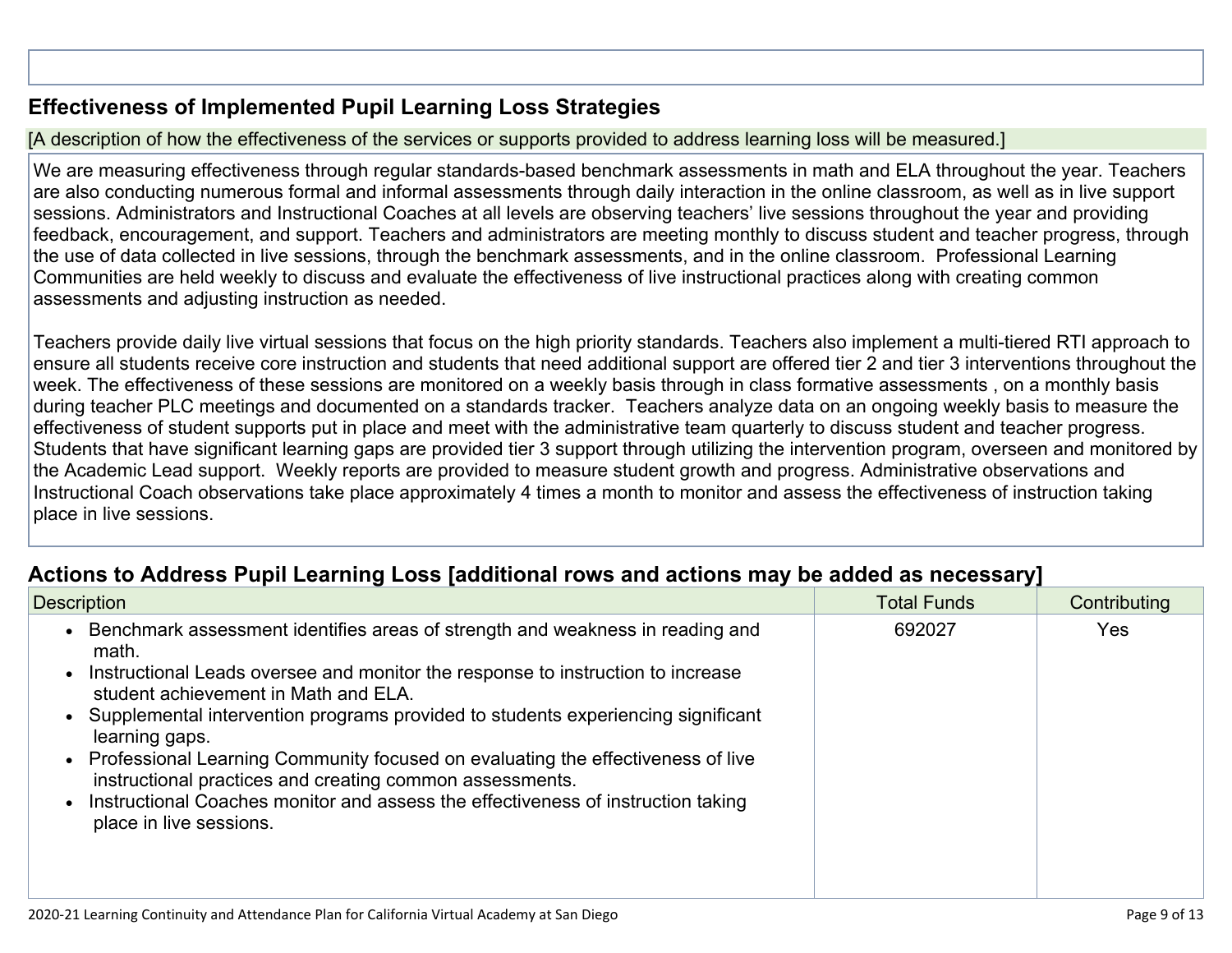## Effectiveness of Implemented Pupil Learning Loss Strategies

[A description of how the effectiveness of the services or supports provided to address learning loss will be measured.]

We are measuring effectiveness through regular standards-based benchmark assessments in math and ELA throughout the year. Teachers are also conducting numerous formal and informal assessments through daily interaction in the online classroom, as well as in live support sessions. Administrators and Instructional Coaches at all levels are observing teachers' live sessions throughout the year and providing feedback, encouragement, and support. Teachers and administrators are meeting monthly to discuss student and teacher progress, through the use of data collected in live sessions, through the benchmark assessments, and in the online classroom. Professional Learning Communities are held weekly to discuss and evaluate the effectiveness of live instructional practices along with creating common assessments and adjusting instruction as needed.

Teachers provide daily live virtual sessions that focus on the high priority standards. Teachers also implement a multi-tiered RTI approach to ensure all students receive core instruction and students that need additional support are offered tier 2 and tier 3 interventions throughout the week. The effectiveness of these sessions are monitored on a weekly basis through in class formative assessments , on a monthly basis during teacher PLC meetings and documented on a standards tracker. Teachers analyze data on an ongoing weekly basis to measure the effectiveness of student supports put in place and meet with the administrative team quarterly to discuss student and teacher progress. Students that have significant learning gaps are provided tier 3 support through utilizing the intervention program, overseen and monitored by the Academic Lead support. Weekly reports are provided to measure student growth and progress. Administrative observations and Instructional Coach observations take place approximately 4 times a month to monitor and assess the effectiveness of instruction taking place in live sessions.

## Actions to Address Pupil Learning Loss [additional rows and actions may be added as necessary]

| Description | Total Funds | Contributing |
|---|---|---|
| • Benchmark assessment identifies areas of strength and weakness in reading and math.<br>• Instructional Leads oversee and monitor the response to instruction to increase student achievement in Math and ELA.<br>• Supplemental intervention programs provided to students experiencing significant learning gaps.<br>• Professional Learning Community focused on evaluating the effectiveness of live instructional practices and creating common assessments.<br>• Instructional Coaches monitor and assess the effectiveness of instruction taking place in live sessions. | 692027 | Yes |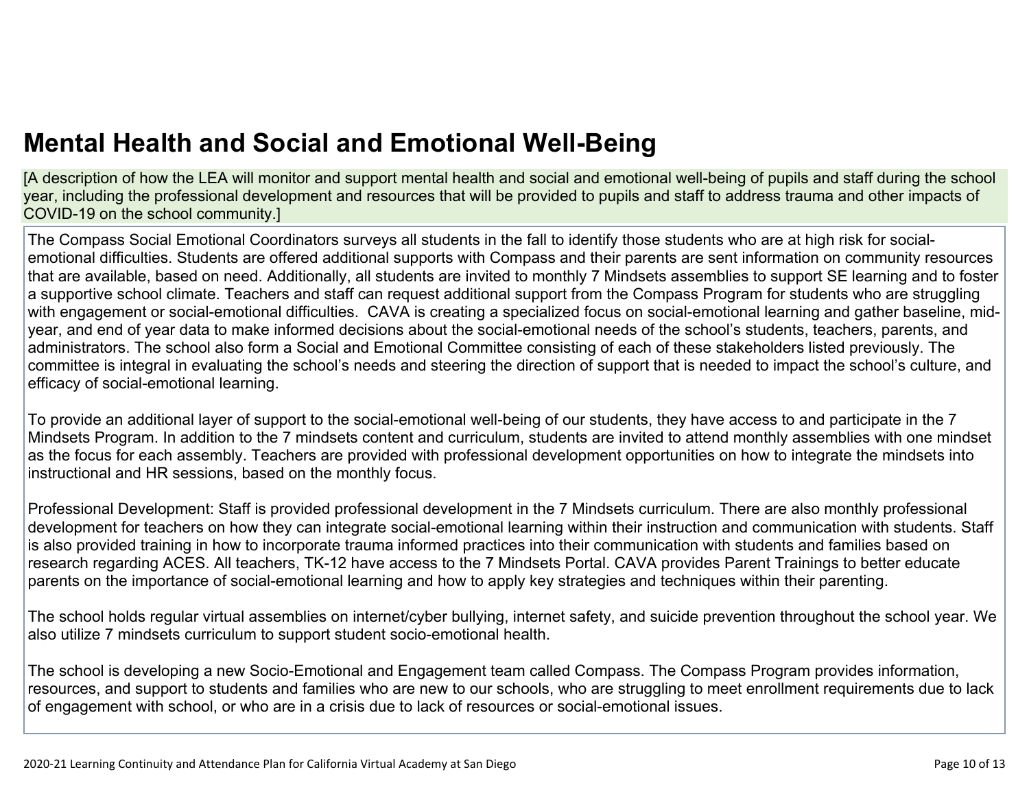# Mental Health and Social and Emotional Well-Being

[A description of how the LEA will monitor and support mental health and social and emotional well-being of pupils and staff during the school year, including the professional development and resources that will be provided to pupils and staff to address trauma and other impacts of COVID-19 on the school community.]

The Compass Social Emotional Coordinators surveys all students in the fall to identify those students who are at high risk for social-emotional difficulties. Students are offered additional supports with Compass and their parents are sent information on community resources that are available, based on need. Additionally, all students are invited to monthly 7 Mindsets assemblies to support SE learning and to foster a supportive school climate. Teachers and staff can request additional support from the Compass Program for students who are struggling with engagement or social-emotional difficulties.  CAVA is creating a specialized focus on social-emotional learning and gather baseline, mid-year, and end of year data to make informed decisions about the social-emotional needs of the school's students, teachers, parents, and administrators. The school also form a Social and Emotional Committee consisting of each of these stakeholders listed previously. The committee is integral in evaluating the school's needs and steering the direction of support that is needed to impact the school's culture, and efficacy of social-emotional learning.

To provide an additional layer of support to the social-emotional well-being of our students, they have access to and participate in the 7 Mindsets Program. In addition to the 7 mindsets content and curriculum, students are invited to attend monthly assemblies with one mindset as the focus for each assembly. Teachers are provided with professional development opportunities on how to integrate the mindsets into instructional and HR sessions, based on the monthly focus.

Professional Development: Staff is provided professional development in the 7 Mindsets curriculum. There are also monthly professional development for teachers on how they can integrate social-emotional learning within their instruction and communication with students. Staff is also provided training in how to incorporate trauma informed practices into their communication with students and families based on research regarding ACES. All teachers, TK-12 have access to the 7 Mindsets Portal. CAVA provides Parent Trainings to better educate parents on the importance of social-emotional learning and how to apply key strategies and techniques within their parenting.

The school holds regular virtual assemblies on internet/cyber bullying, internet safety, and suicide prevention throughout the school year. We also utilize 7 mindsets curriculum to support student socio-emotional health.

The school is developing a new Socio-Emotional and Engagement team called Compass. The Compass Program provides information, resources, and support to students and families who are new to our schools, who are struggling to meet enrollment requirements due to lack of engagement with school, or who are in a crisis due to lack of resources or social-emotional issues.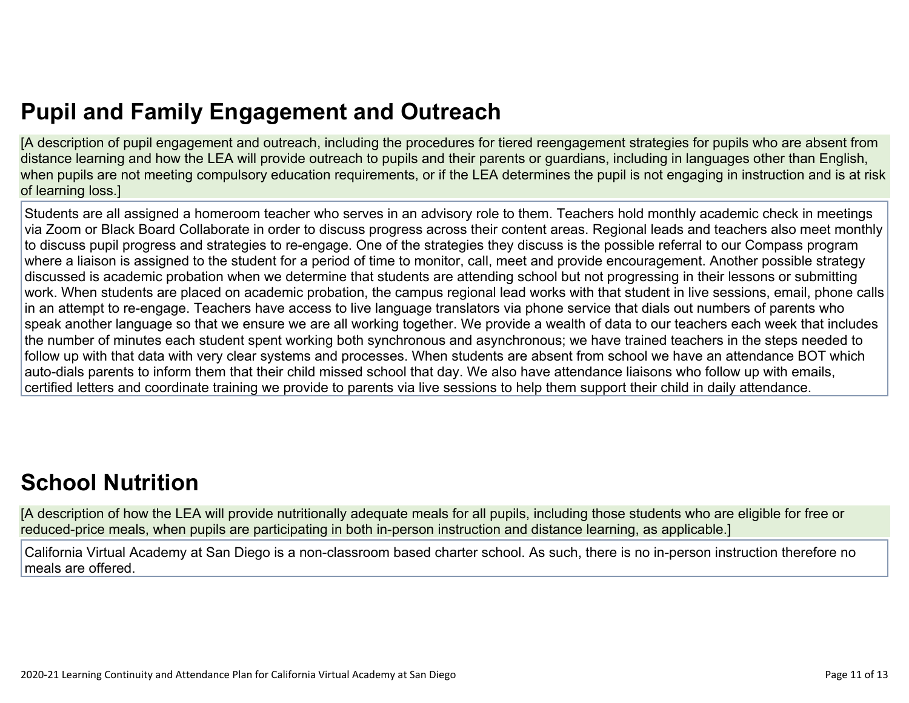## Pupil and Family Engagement and Outreach

[A description of pupil engagement and outreach, including the procedures for tiered reengagement strategies for pupils who are absent from distance learning and how the LEA will provide outreach to pupils and their parents or guardians, including in languages other than English, when pupils are not meeting compulsory education requirements, or if the LEA determines the pupil is not engaging in instruction and is at risk of learning loss.]

Students are all assigned a homeroom teacher who serves in an advisory role to them. Teachers hold monthly academic check in meetings via Zoom or Black Board Collaborate in order to discuss progress across their content areas. Regional leads and teachers also meet monthly to discuss pupil progress and strategies to re-engage. One of the strategies they discuss is the possible referral to our Compass program where a liaison is assigned to the student for a period of time to monitor, call, meet and provide encouragement. Another possible strategy discussed is academic probation when we determine that students are attending school but not progressing in their lessons or submitting work. When students are placed on academic probation, the campus regional lead works with that student in live sessions, email, phone calls in an attempt to re-engage. Teachers have access to live language translators via phone service that dials out numbers of parents who speak another language so that we ensure we are all working together. We provide a wealth of data to our teachers each week that includes the number of minutes each student spent working both synchronous and asynchronous; we have trained teachers in the steps needed to follow up with that data with very clear systems and processes. When students are absent from school we have an attendance BOT which auto-dials parents to inform them that their child missed school that day. We also have attendance liaisons who follow up with emails, certified letters and coordinate training we provide to parents via live sessions to help them support their child in daily attendance.

## School Nutrition

[A description of how the LEA will provide nutritionally adequate meals for all pupils, including those students who are eligible for free or reduced-price meals, when pupils are participating in both in-person instruction and distance learning, as applicable.]

California Virtual Academy at San Diego is a non-classroom based charter school. As such, there is no in-person instruction therefore no meals are offered.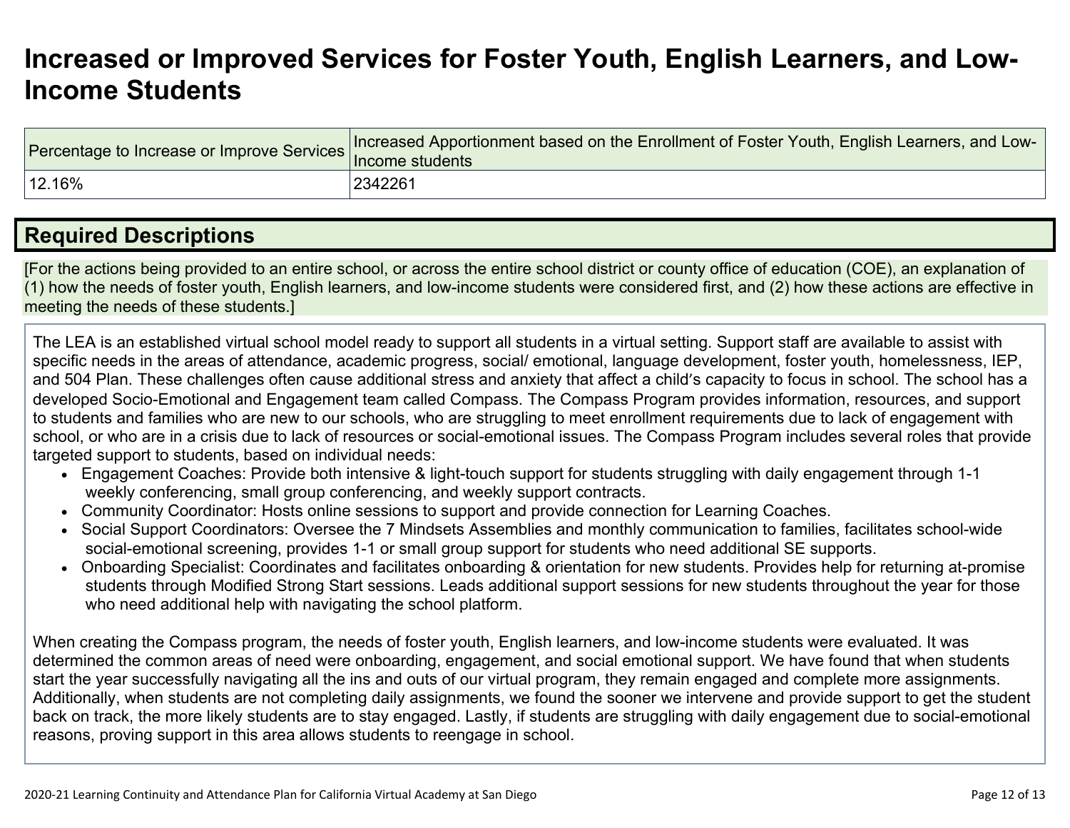# Increased or Improved Services for Foster Youth, English Learners, and Low-Income Students

| Percentage to Increase or Improve Services | Increased Apportionment based on the Enrollment of Foster Youth, English Learners, and Low-Income students |
| --- | --- |
| 12.16% | 2342261 |

## Required Descriptions

[For the actions being provided to an entire school, or across the entire school district or county office of education (COE), an explanation of (1) how the needs of foster youth, English learners, and low-income students were considered first, and (2) how these actions are effective in meeting the needs of these students.]

The LEA is an established virtual school model ready to support all students in a virtual setting. Support staff are available to assist with specific needs in the areas of attendance, academic progress, social/ emotional, language development, foster youth, homelessness, IEP, and 504 Plan. These challenges often cause additional stress and anxiety that affect a child's capacity to focus in school. The school has a developed Socio-Emotional and Engagement team called Compass. The Compass Program provides information, resources, and support to students and families who are new to our schools, who are struggling to meet enrollment requirements due to lack of engagement with school, or who are in a crisis due to lack of resources or social-emotional issues. The Compass Program includes several roles that provide targeted support to students, based on individual needs:

- Engagement Coaches: Provide both intensive & light-touch support for students struggling with daily engagement through 1-1 weekly conferencing, small group conferencing, and weekly support contracts.
- Community Coordinator: Hosts online sessions to support and provide connection for Learning Coaches.
- Social Support Coordinators: Oversee the 7 Mindsets Assemblies and monthly communication to families, facilitates school-wide social-emotional screening, provides 1-1 or small group support for students who need additional SE supports.
- Onboarding Specialist: Coordinates and facilitates onboarding & orientation for new students. Provides help for returning at-promise students through Modified Strong Start sessions. Leads additional support sessions for new students throughout the year for those who need additional help with navigating the school platform.

When creating the Compass program, the needs of foster youth, English learners, and low-income students were evaluated. It was determined the common areas of need were onboarding, engagement, and social emotional support. We have found that when students start the year successfully navigating all the ins and outs of our virtual program, they remain engaged and complete more assignments. Additionally, when students are not completing daily assignments, we found the sooner we intervene and provide support to get the student back on track, the more likely students are to stay engaged. Lastly, if students are struggling with daily engagement due to social-emotional reasons, proving support in this area allows students to reengage in school.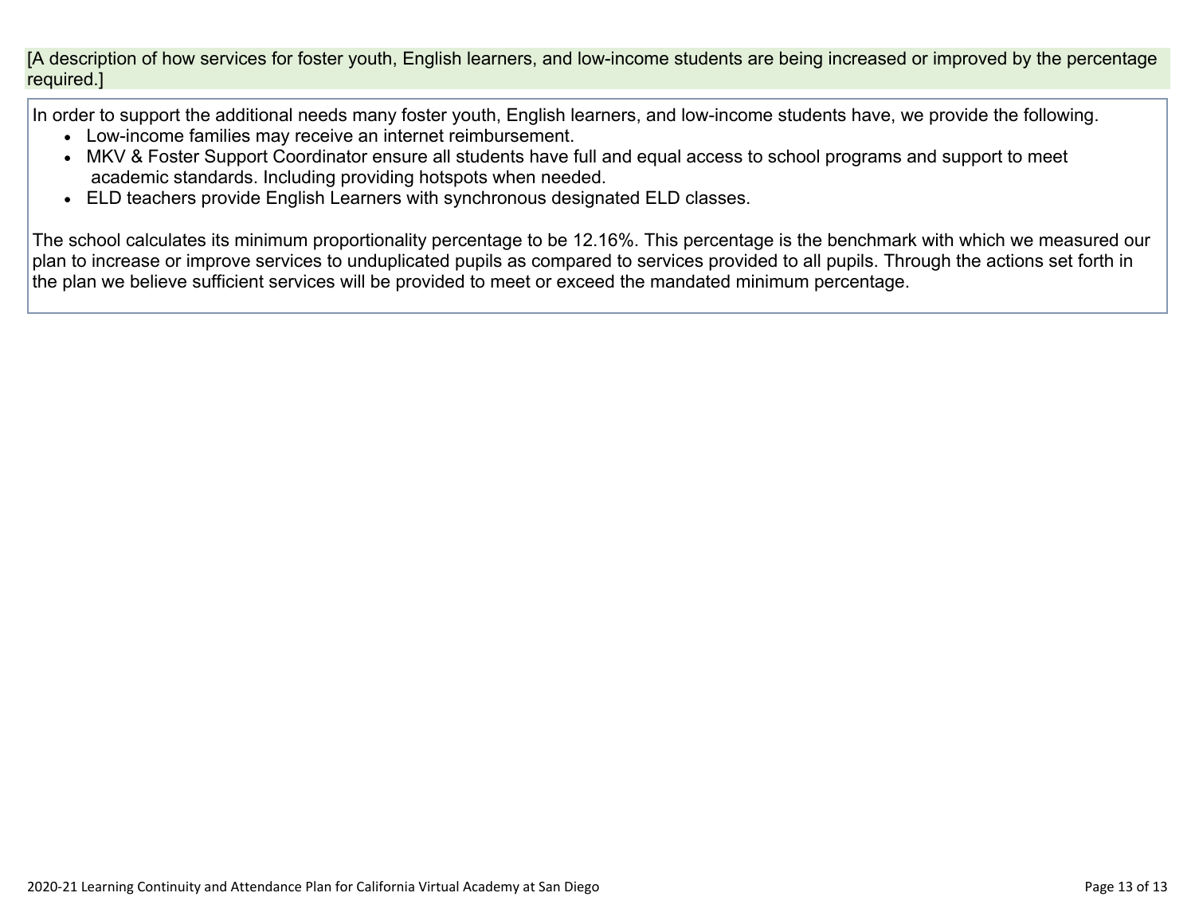[A description of how services for foster youth, English learners, and low-income students are being increased or improved by the percentage required.]

In order to support the additional needs many foster youth, English learners, and low-income students have, we provide the following.

- Low-income families may receive an internet reimbursement.
- MKV & Foster Support Coordinator ensure all students have full and equal access to school programs and support to meet academic standards. Including providing hotspots when needed.
- ELD teachers provide English Learners with synchronous designated ELD classes.

The school calculates its minimum proportionality percentage to be 12.16%. This percentage is the benchmark with which we measured our plan to increase or improve services to unduplicated pupils as compared to services provided to all pupils. Through the actions set forth in the plan we believe sufficient services will be provided to meet or exceed the mandated minimum percentage.